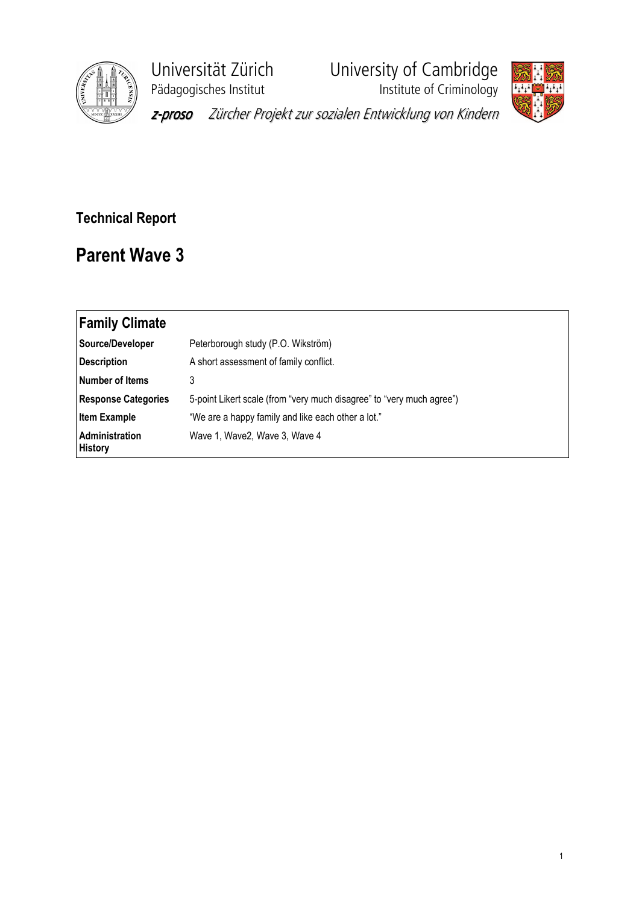Universität Zürich
Pädagogisches Institut

University of Cambridge
Institute of Criminology

*z-proso* *Zürcher Projekt zur sozialen Entwicklung von Kindern*

**Technical Report**

# Parent Wave 3

| **Family Climate** | |
|---|---|
| **Source/Developer** | Peterborough study (P.O. Wikström) |
| **Description** | A short assessment of family conflict. |
| **Number of Items** | 3 |
| **Response Categories** | 5-point Likert scale (from "very much disagree" to "very much agree") |
| **Item Example** | "We are a happy family and like each other a lot." |
| **Administration History** | Wave 1, Wave2, Wave 3, Wave 4 |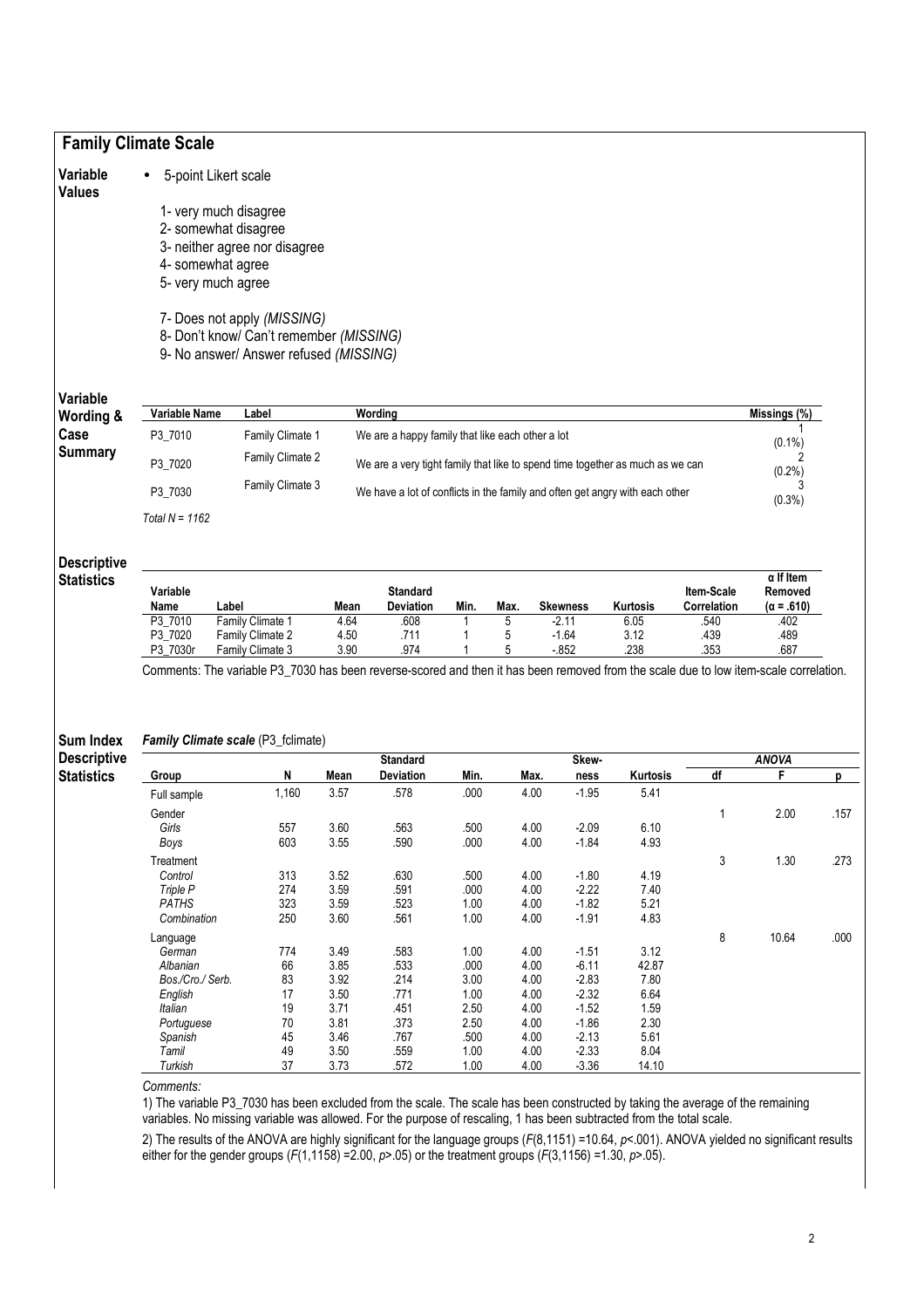## Family Climate Scale

**Variable Values**

- 5-point Likert scale

1- very much disagree
2- somewhat disagree
3- neither agree nor disagree
4- somewhat agree
5- very much agree

7- Does not apply *(MISSING)*
8- Don't know/ Can't remember *(MISSING)*
9- No answer/ Answer refused *(MISSING)*

**Variable Wording & Case Summary**

| Variable Name | Label | Wording | Missings (%) |
|---|---|---|---|
| P3_7010 | Family Climate 1 | We are a happy family that like each other a lot | 1 (0.1%) |
| P3_7020 | Family Climate 2 | We are a very tight family that like to spend time together as much as we can | 2 (0.2%) |
| P3_7030 | Family Climate 3 | We have a lot of conflicts in the family and often get angry with each other | 3 (0.3%) |

*Total N = 1162*

**Descriptive Statistics**

| Variable Name | Label | Mean | Standard Deviation | Min. | Max. | Skewness | Kurtosis | Item-Scale Correlation | α If Item Removed (α = .610) |
|---|---|---|---|---|---|---|---|---|---|
| P3_7010 | Family Climate 1 | 4.64 | .608 | 1 | 5 | -2.11 | 6.05 | .540 | .402 |
| P3_7020 | Family Climate 2 | 4.50 | .711 | 1 | 5 | -1.64 | 3.12 | .439 | .489 |
| P3_7030r | Family Climate 3 | 3.90 | .974 | 1 | 5 | -.852 | .238 | .353 | .687 |

Comments: The variable P3_7030 has been reverse-scored and then it has been removed from the scale due to low item-scale correlation.

**Sum Index Descriptive Statistics**

***Family Climate scale*** (P3_fclimate)

| Group | N | Mean | Standard Deviation | Min. | Max. | Skew-ness | Kurtosis | ANOVA df | ANOVA F | ANOVA p |
|---|---|---|---|---|---|---|---|---|---|---|
| Full sample | 1,160 | 3.57 | .578 | .000 | 4.00 | -1.95 | 5.41 | | | |
| Gender | | | | | | | | 1 | 2.00 | .157 |
| *Girls* | 557 | 3.60 | .563 | .500 | 4.00 | -2.09 | 6.10 | | | |
| *Boys* | 603 | 3.55 | .590 | .000 | 4.00 | -1.84 | 4.93 | | | |
| Treatment | | | | | | | | 3 | 1.30 | .273 |
| *Control* | 313 | 3.52 | .630 | .500 | 4.00 | -1.80 | 4.19 | | | |
| *Triple P* | 274 | 3.59 | .591 | .000 | 4.00 | -2.22 | 7.40 | | | |
| *PATHS* | 323 | 3.59 | .523 | 1.00 | 4.00 | -1.82 | 5.21 | | | |
| *Combination* | 250 | 3.60 | .561 | 1.00 | 4.00 | -1.91 | 4.83 | | | |
| Language | | | | | | | | 8 | 10.64 | .000 |
| *German* | 774 | 3.49 | .583 | 1.00 | 4.00 | -1.51 | 3.12 | | | |
| *Albanian* | 66 | 3.85 | .533 | .000 | 4.00 | -6.11 | 42.87 | | | |
| *Bos./Cro./ Serb.* | 83 | 3.92 | .214 | 3.00 | 4.00 | -2.83 | 7.80 | | | |
| *English* | 17 | 3.50 | .771 | 1.00 | 4.00 | -2.32 | 6.64 | | | |
| *Italian* | 19 | 3.71 | .451 | 2.50 | 4.00 | -1.52 | 1.59 | | | |
| *Portuguese* | 70 | 3.81 | .373 | 2.50 | 4.00 | -1.86 | 2.30 | | | |
| *Spanish* | 45 | 3.46 | .767 | .500 | 4.00 | -2.13 | 5.61 | | | |
| *Tamil* | 49 | 3.50 | .559 | 1.00 | 4.00 | -2.33 | 8.04 | | | |
| *Turkish* | 37 | 3.73 | .572 | 1.00 | 4.00 | -3.36 | 14.10 | | | |

*Comments:*

1) The variable P3_7030 has been excluded from the scale. The scale has been constructed by taking the average of the remaining variables. No missing variable was allowed. For the purpose of rescaling, 1 has been subtracted from the total scale.

2) The results of the ANOVA are highly significant for the language groups ($F(8,1151) = 10.64$, $p < .001$). ANOVA yielded no significant results either for the gender groups ($F(1,1158) = 2.00$, $p > .05$) or the treatment groups ($F(3,1156) = 1.30$, $p > .05$).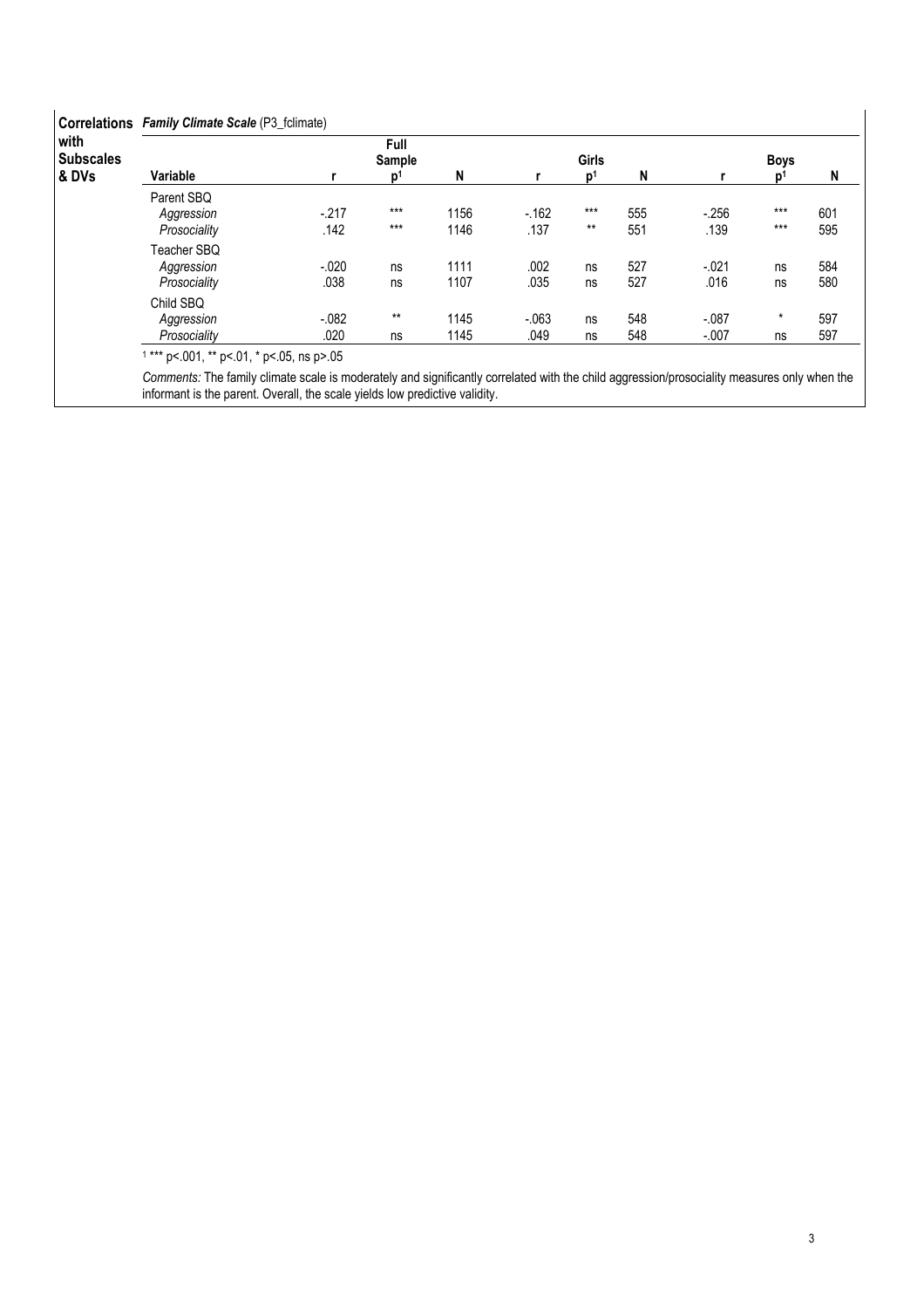| Correlations with Subscales & DVs | *Family Climate Scale* (P3_fclimate) | | | | | | | | | |
|---|---|---|---|---|---|---|---|---|---|---|
| | | | Full Sample | | | Girls | | | Boys | |
| | **Variable** | **r** | **p[1]** | **N** | **r** | **p[1]** | **N** | **r** | **p[1]** | **N** |
| | Parent SBQ | | | | | | | | | |
| | *Aggression* | -.217 | *** | 1156 | -.162 | *** | 555 | -.256 | *** | 601 |
| | *Prosociality* | .142 | *** | 1146 | .137 | ** | 551 | .139 | *** | 595 |
| | Teacher SBQ | | | | | | | | | |
| | *Aggression* | -.020 | ns | 1111 | .002 | ns | 527 | -.021 | ns | 584 |
| | *Prosociality* | .038 | ns | 1107 | .035 | ns | 527 | .016 | ns | 580 |
| | Child SBQ | | | | | | | | | |
| | *Aggression* | -.082 | ** | 1145 | -.063 | ns | 548 | -.087 | * | 597 |
| | *Prosociality* | .020 | ns | 1145 | .049 | ns | 548 | -.007 | ns | 597 |

[1] *** p<.001, ** p<.01, * p<.05, ns p>.05

*Comments:* The family climate scale is moderately and significantly correlated with the child aggression/prosociality measures only when the informant is the parent. Overall, the scale yields low predictive validity.